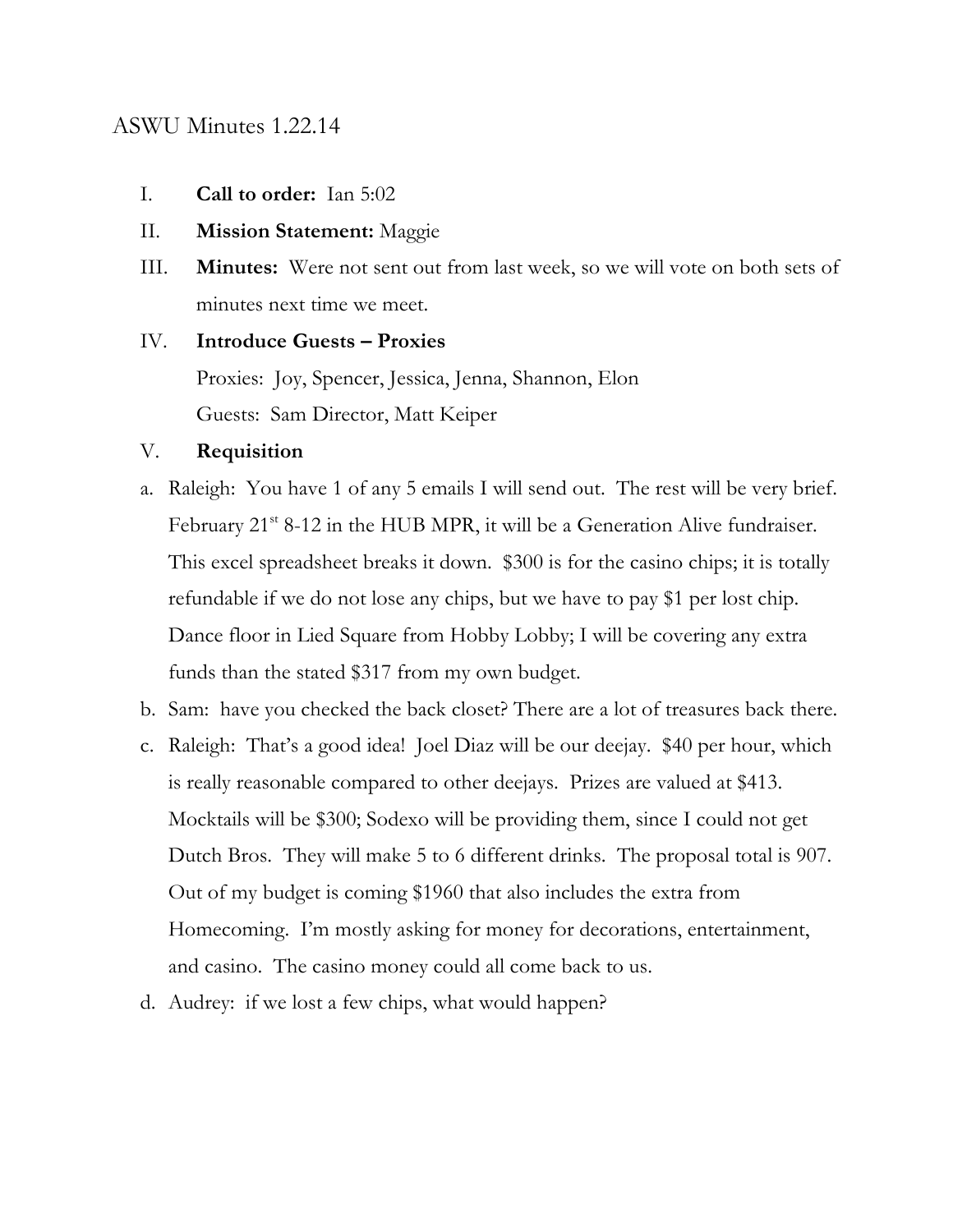# ASWU Minutes 1.22.14

I. **Call to order:** Ian 5:02

II. **Mission Statement:** Maggie

III. **Minutes:** Were not sent out from last week, so we will vote on both sets of minutes next time we meet.

IV. **Introduce Guests – Proxies**

Proxies: Joy, Spencer, Jessica, Jenna, Shannon, Elon

Guests: Sam Director, Matt Keiper

V. **Requisition**

a. Raleigh: You have 1 of any 5 emails I will send out. The rest will be very brief. February 21st 8-12 in the HUB MPR, it will be a Generation Alive fundraiser. This excel spreadsheet breaks it down. $300 is for the casino chips; it is totally refundable if we do not lose any chips, but we have to pay $1 per lost chip. Dance floor in Lied Square from Hobby Lobby; I will be covering any extra funds than the stated $317 from my own budget.

b. Sam: have you checked the back closet? There are a lot of treasures back there.

c. Raleigh: That's a good idea! Joel Diaz will be our deejay. $40 per hour, which is really reasonable compared to other deejays. Prizes are valued at $413. Mocktails will be $300; Sodexo will be providing them, since I could not get Dutch Bros. They will make 5 to 6 different drinks. The proposal total is 907. Out of my budget is coming $1960 that also includes the extra from Homecoming. I'm mostly asking for money for decorations, entertainment, and casino. The casino money could all come back to us.

d. Audrey: if we lost a few chips, what would happen?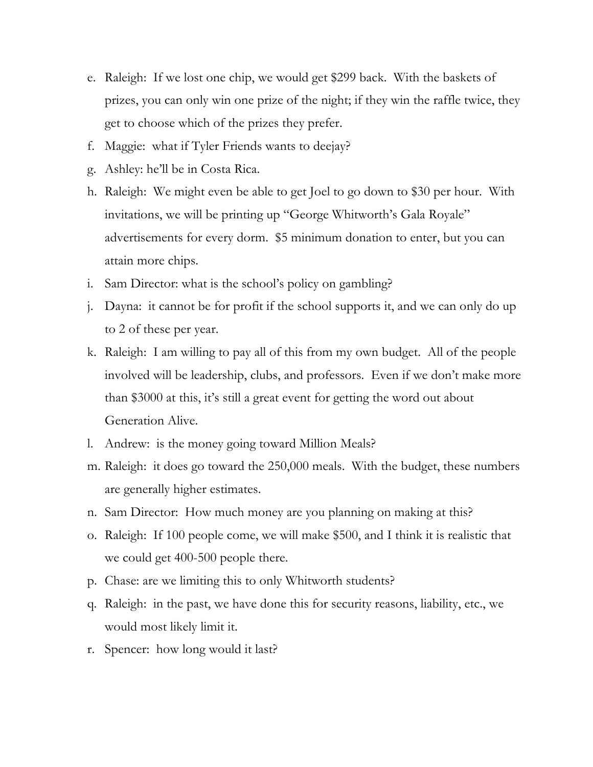e. Raleigh: If we lost one chip, we would get $299 back. With the baskets of prizes, you can only win one prize of the night; if they win the raffle twice, they get to choose which of the prizes they prefer.
f. Maggie: what if Tyler Friends wants to deejay?
g. Ashley: he'll be in Costa Rica.
h. Raleigh: We might even be able to get Joel to go down to $30 per hour. With invitations, we will be printing up "George Whitworth's Gala Royale" advertisements for every dorm. $5 minimum donation to enter, but you can attain more chips.
i. Sam Director: what is the school's policy on gambling?
j. Dayna: it cannot be for profit if the school supports it, and we can only do up to 2 of these per year.
k. Raleigh: I am willing to pay all of this from my own budget. All of the people involved will be leadership, clubs, and professors. Even if we don't make more than $3000 at this, it's still a great event for getting the word out about Generation Alive.
l. Andrew: is the money going toward Million Meals?
m. Raleigh: it does go toward the 250,000 meals. With the budget, these numbers are generally higher estimates.
n. Sam Director: How much money are you planning on making at this?
o. Raleigh: If 100 people come, we will make $500, and I think it is realistic that we could get 400-500 people there.
p. Chase: are we limiting this to only Whitworth students?
q. Raleigh: in the past, we have done this for security reasons, liability, etc., we would most likely limit it.
r. Spencer: how long would it last?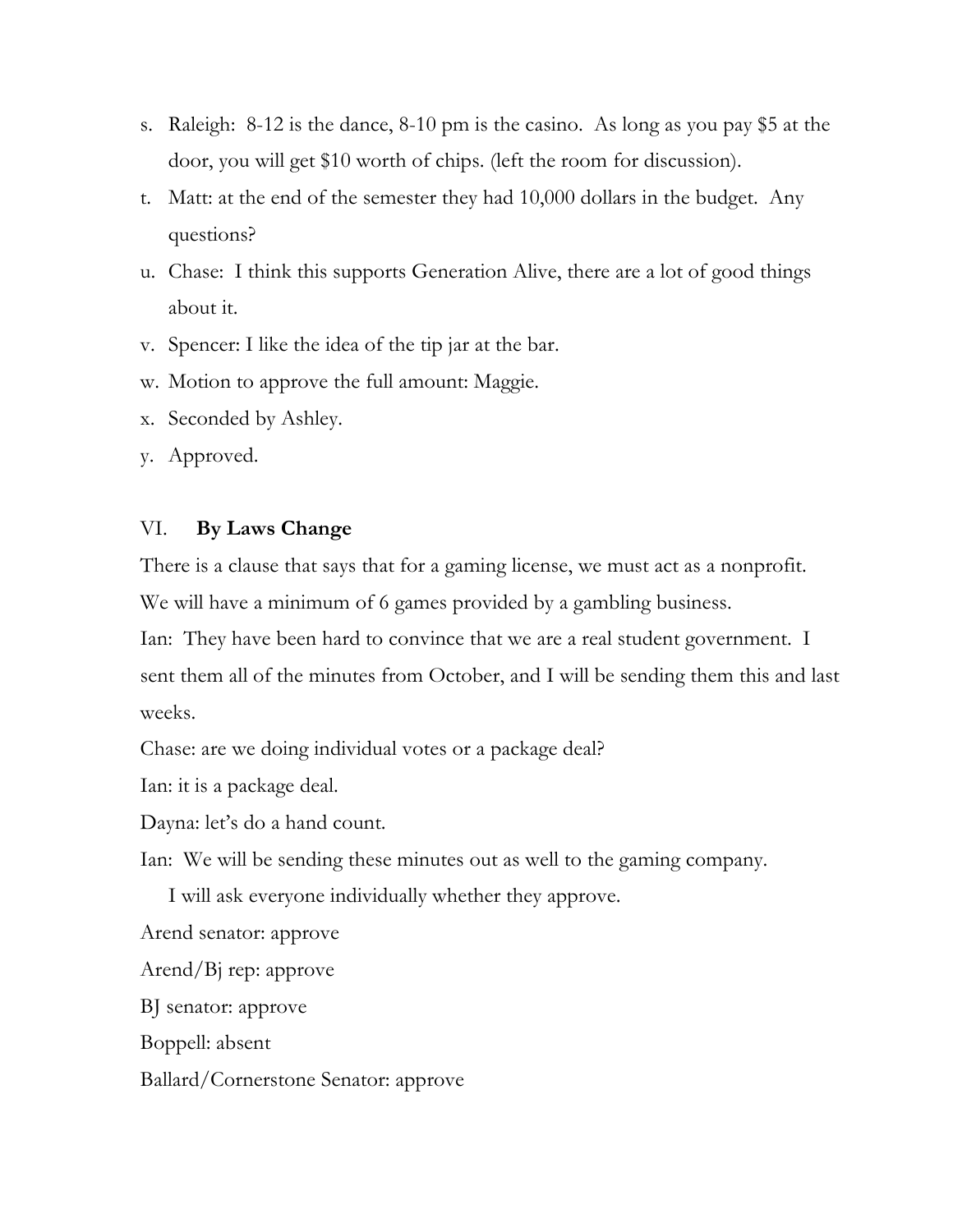s. Raleigh: 8-12 is the dance, 8-10 pm is the casino. As long as you pay $5 at the door, you will get $10 worth of chips. (left the room for discussion).
t. Matt: at the end of the semester they had 10,000 dollars in the budget. Any questions?
u. Chase: I think this supports Generation Alive, there are a lot of good things about it.
v. Spencer: I like the idea of the tip jar at the bar.
w. Motion to approve the full amount: Maggie.
x. Seconded by Ashley.
y. Approved.

## VI. **By Laws Change**

There is a clause that says that for a gaming license, we must act as a nonprofit. We will have a minimum of 6 games provided by a gambling business.

Ian: They have been hard to convince that we are a real student government. I sent them all of the minutes from October, and I will be sending them this and last weeks.

Chase: are we doing individual votes or a package deal?

Ian: it is a package deal.

Dayna: let's do a hand count.

Ian: We will be sending these minutes out as well to the gaming company.

I will ask everyone individually whether they approve.

Arend senator: approve

Arend/Bj rep: approve

BJ senator: approve

Boppell: absent

Ballard/Cornerstone Senator: approve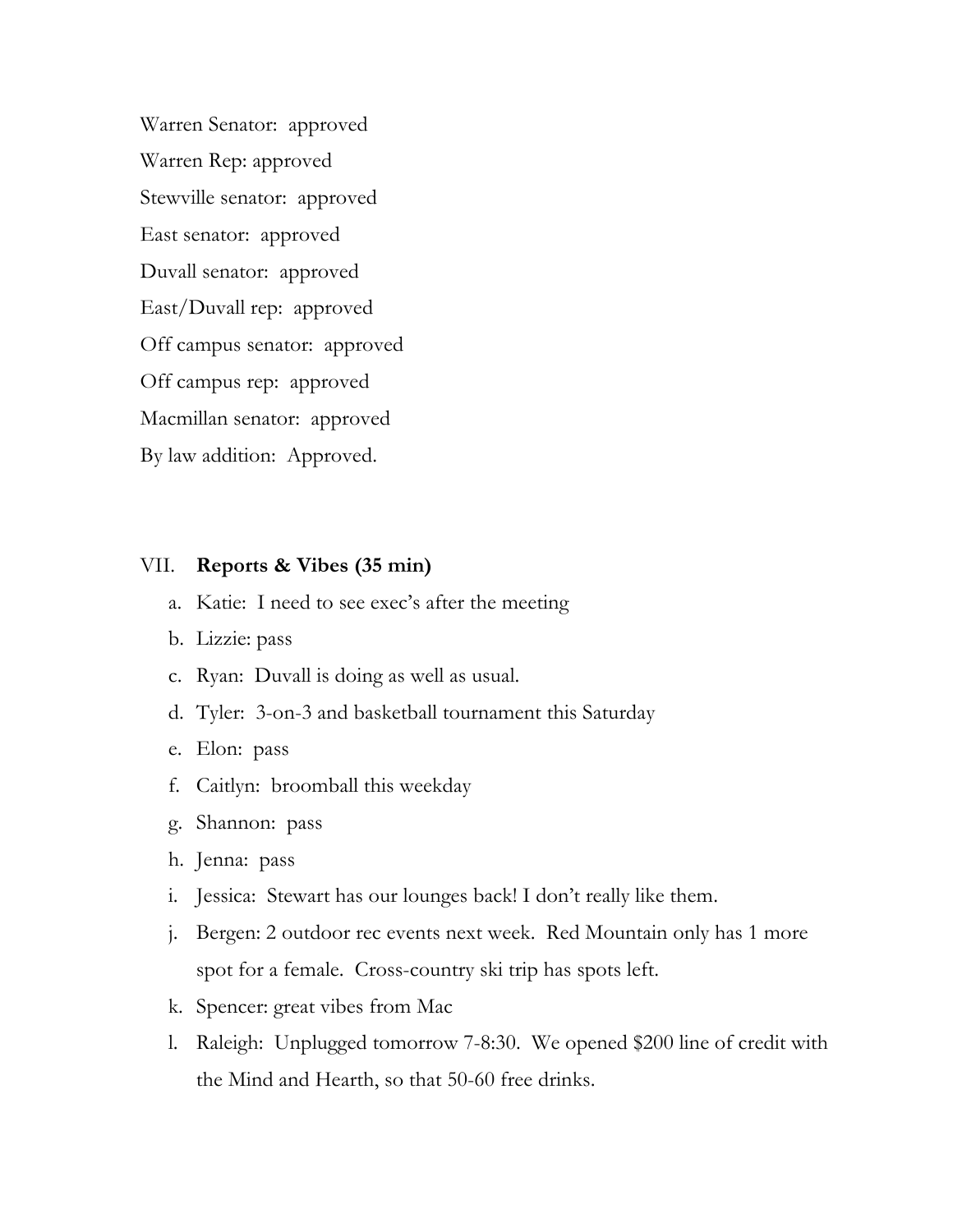Warren Senator: approved

Warren Rep: approved

Stewville senator: approved

East senator: approved

Duvall senator: approved

East/Duvall rep: approved

Off campus senator: approved

Off campus rep: approved

Macmillan senator: approved

By law addition: Approved.

VII. **Reports & Vibes (35 min)**

a. Katie: I need to see exec's after the meeting
b. Lizzie: pass
c. Ryan: Duvall is doing as well as usual.
d. Tyler: 3-on-3 and basketball tournament this Saturday
e. Elon: pass
f. Caitlyn: broomball this weekday
g. Shannon: pass
h. Jenna: pass
i. Jessica: Stewart has our lounges back! I don't really like them.
j. Bergen: 2 outdoor rec events next week. Red Mountain only has 1 more spot for a female. Cross-country ski trip has spots left.
k. Spencer: great vibes from Mac
l. Raleigh: Unplugged tomorrow 7-8:30. We opened $200 line of credit with the Mind and Hearth, so that 50-60 free drinks.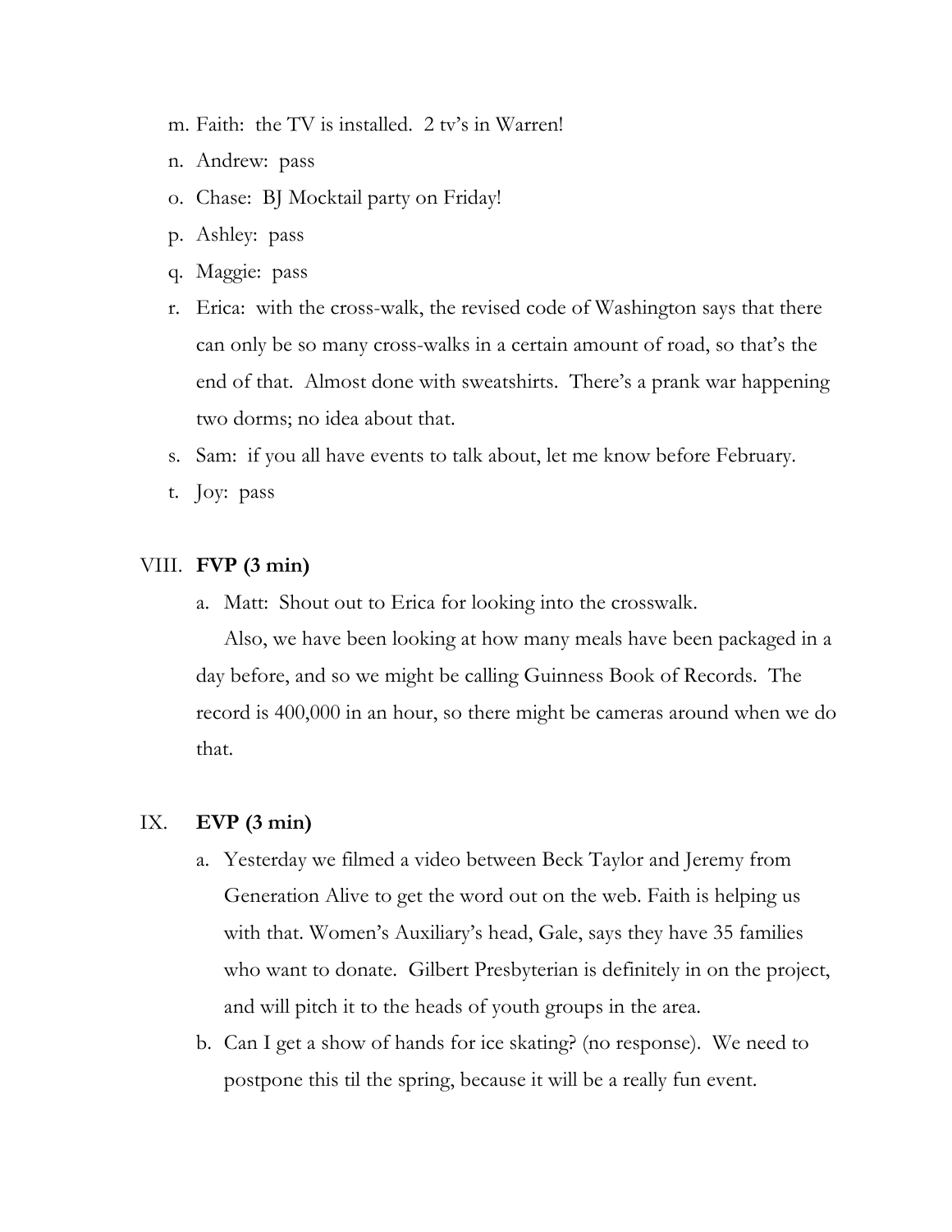m. Faith: the TV is installed. 2 tv's in Warren!
n. Andrew: pass
o. Chase: BJ Mocktail party on Friday!
p. Ashley: pass
q. Maggie: pass
r. Erica: with the cross-walk, the revised code of Washington says that there can only be so many cross-walks in a certain amount of road, so that's the end of that. Almost done with sweatshirts. There's a prank war happening two dorms; no idea about that.
s. Sam: if you all have events to talk about, let me know before February.
t. Joy: pass

VIII. **FVP (3 min)**

a. Matt: Shout out to Erica for looking into the crosswalk.

   Also, we have been looking at how many meals have been packaged in a day before, and so we might be calling Guinness Book of Records. The record is 400,000 in an hour, so there might be cameras around when we do that.

IX. **EVP (3 min)**

a. Yesterday we filmed a video between Beck Taylor and Jeremy from Generation Alive to get the word out on the web. Faith is helping us with that. Women's Auxiliary's head, Gale, says they have 35 families who want to donate. Gilbert Presbyterian is definitely in on the project, and will pitch it to the heads of youth groups in the area.
b. Can I get a show of hands for ice skating? (no response). We need to postpone this til the spring, because it will be a really fun event.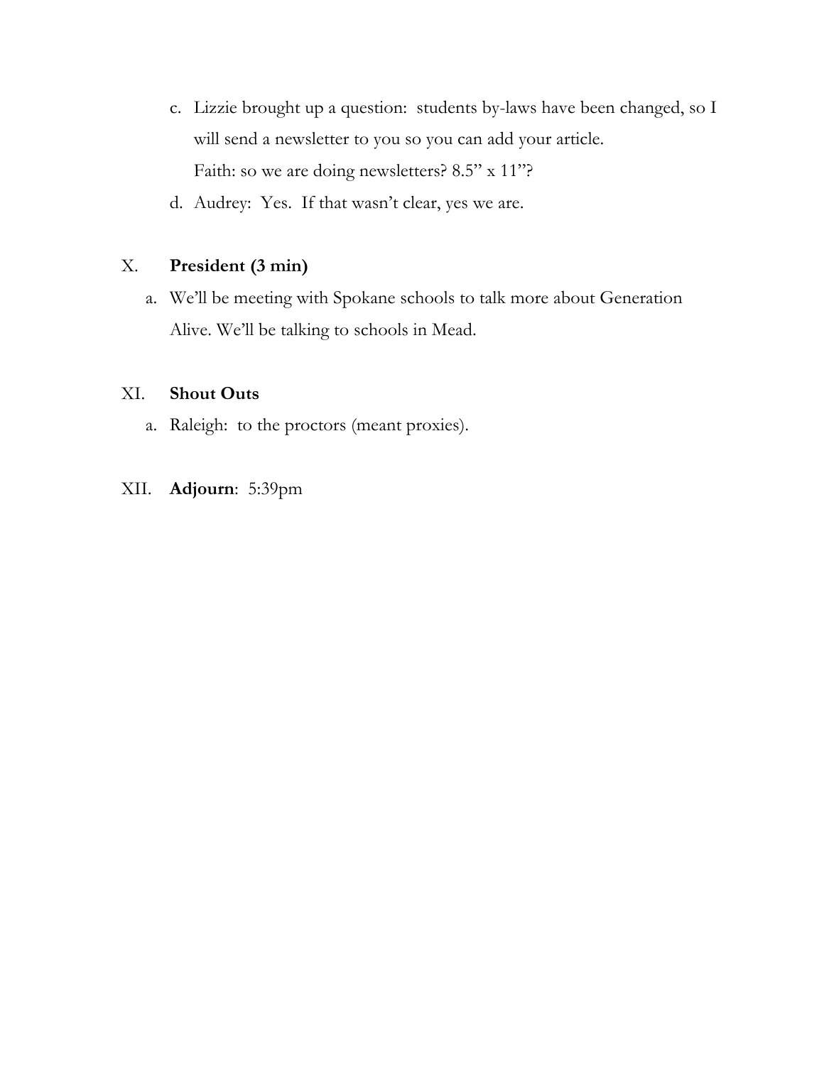c. Lizzie brought up a question: students by-laws have been changed, so I will send a newsletter to you so you can add your article.
   Faith: so we are doing newsletters? 8.5" x 11"?
d. Audrey: Yes. If that wasn't clear, yes we are.

X. **President (3 min)**

a. We'll be meeting with Spokane schools to talk more about Generation Alive. We'll be talking to schools in Mead.

XI. **Shout Outs**

a. Raleigh: to the proctors (meant proxies).

XII. **Adjourn**: 5:39pm